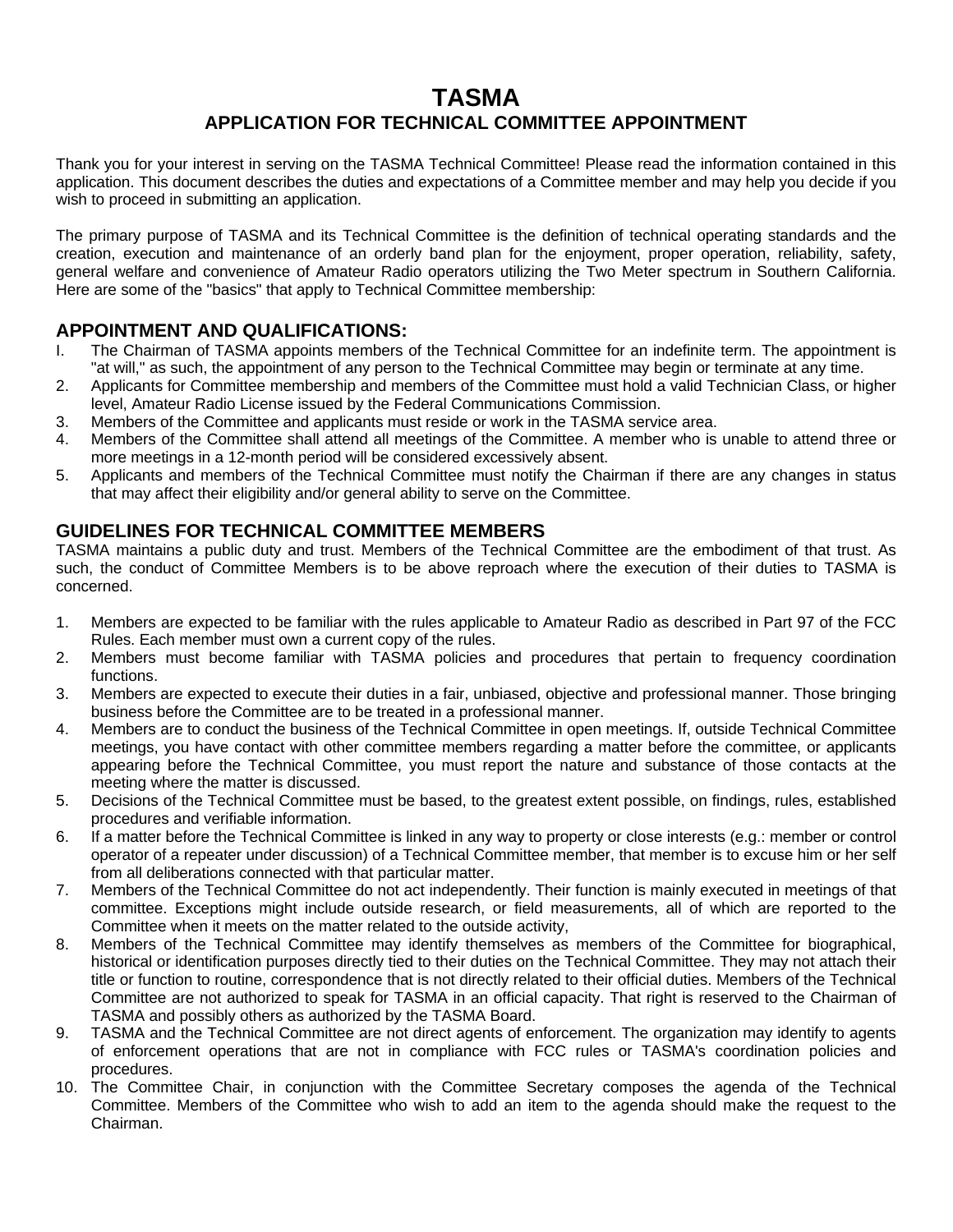# TASMA

## APPLICATION FOR TECHNICAL COMMITTEE APPOINTMENT

Thank you for your interest in serving on the TASMA Technical Committee! Please read the information contained in this application. This document describes the duties and expectations of a Committee member and may help you decide if you wish to proceed in submitting an application.

The primary purpose of TASMA and its Technical Committee is the definition of technical operating standards and the creation, execution and maintenance of an orderly band plan for the enjoyment, proper operation, reliability, safety, general welfare and convenience of Amateur Radio operators utilizing the Two Meter spectrum in Southern California. Here are some of the "basics" that apply to Technical Committee membership:

### APPOINTMENT AND QUALIFICATIONS:

I. The Chairman of TASMA appoints members of the Technical Committee for an indefinite term. The appointment is "at will," as such, the appointment of any person to the Technical Committee may begin or terminate at any time.
2. Applicants for Committee membership and members of the Committee must hold a valid Technician Class, or higher level, Amateur Radio License issued by the Federal Communications Commission.
3. Members of the Committee and applicants must reside or work in the TASMA service area.
4. Members of the Committee shall attend all meetings of the Committee. A member who is unable to attend three or more meetings in a 12-month period will be considered excessively absent.
5. Applicants and members of the Technical Committee must notify the Chairman if there are any changes in status that may affect their eligibility and/or general ability to serve on the Committee.

### GUIDELINES FOR TECHNICAL COMMITTEE MEMBERS

TASMA maintains a public duty and trust. Members of the Technical Committee are the embodiment of that trust. As such, the conduct of Committee Members is to be above reproach where the execution of their duties to TASMA is concerned.

1. Members are expected to be familiar with the rules applicable to Amateur Radio as described in Part 97 of the FCC Rules. Each member must own a current copy of the rules.
2. Members must become familiar with TASMA policies and procedures that pertain to frequency coordination functions.
3. Members are expected to execute their duties in a fair, unbiased, objective and professional manner. Those bringing business before the Committee are to be treated in a professional manner.
4. Members are to conduct the business of the Technical Committee in open meetings. If, outside Technical Committee meetings, you have contact with other committee members regarding a matter before the committee, or applicants appearing before the Technical Committee, you must report the nature and substance of those contacts at the meeting where the matter is discussed.
5. Decisions of the Technical Committee must be based, to the greatest extent possible, on findings, rules, established procedures and verifiable information.
6. If a matter before the Technical Committee is linked in any way to property or close interests (e.g.: member or control operator of a repeater under discussion) of a Technical Committee member, that member is to excuse him or her self from all deliberations connected with that particular matter.
7. Members of the Technical Committee do not act independently. Their function is mainly executed in meetings of that committee. Exceptions might include outside research, or field measurements, all of which are reported to the Committee when it meets on the matter related to the outside activity,
8. Members of the Technical Committee may identify themselves as members of the Committee for biographical, historical or identification purposes directly tied to their duties on the Technical Committee. They may not attach their title or function to routine, correspondence that is not directly related to their official duties. Members of the Technical Committee are not authorized to speak for TASMA in an official capacity. That right is reserved to the Chairman of TASMA and possibly others as authorized by the TASMA Board.
9. TASMA and the Technical Committee are not direct agents of enforcement. The organization may identify to agents of enforcement operations that are not in compliance with FCC rules or TASMA's coordination policies and procedures.
10. The Committee Chair, in conjunction with the Committee Secretary composes the agenda of the Technical Committee. Members of the Committee who wish to add an item to the agenda should make the request to the Chairman.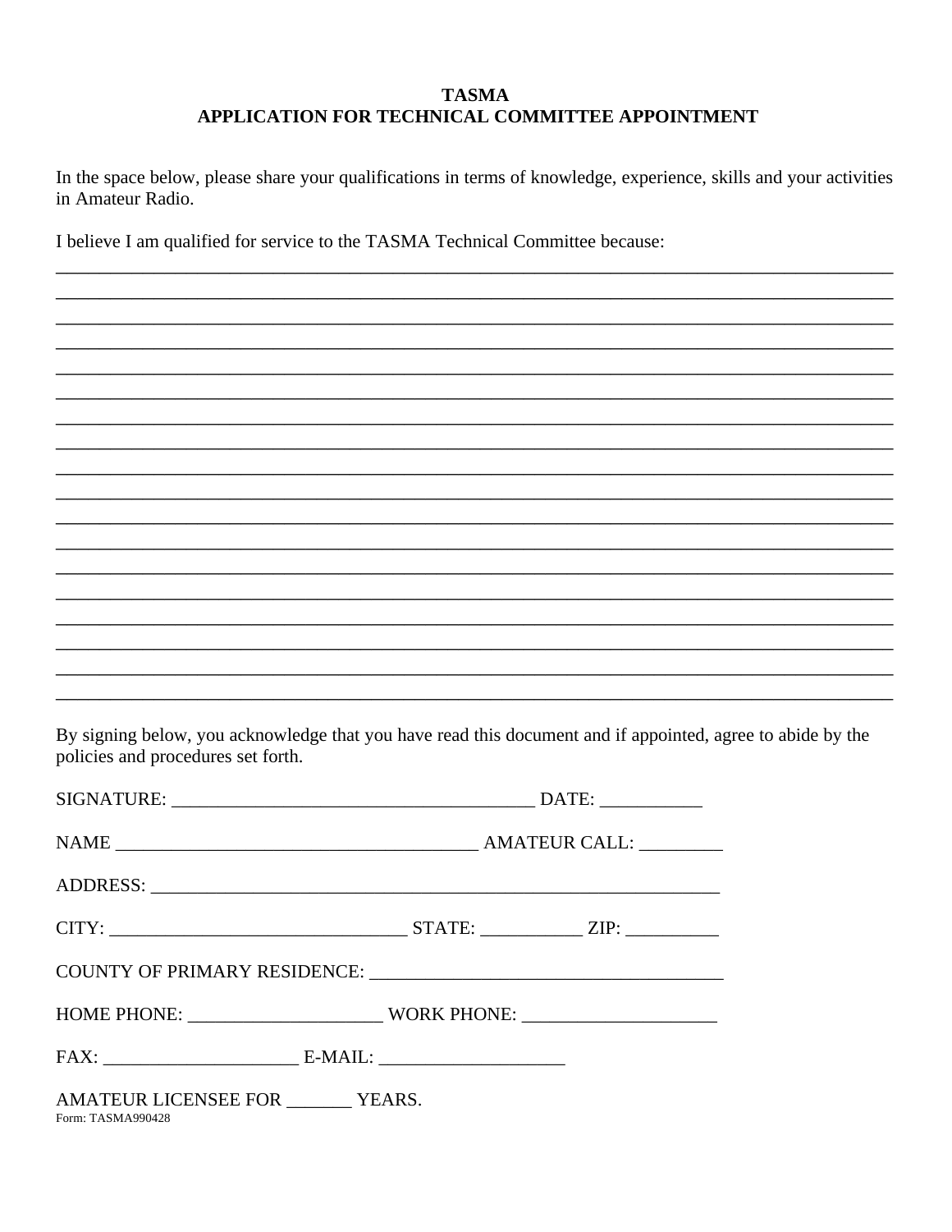**TASMA**
**APPLICATION FOR TECHNICAL COMMITTEE APPOINTMENT**

In the space below, please share your qualifications in terms of knowledge, experience, skills and your activities in Amateur Radio.

I believe I am qualified for service to the TASMA Technical Committee because:

_______________________________________________________________________________________
_______________________________________________________________________________________
_______________________________________________________________________________________
_______________________________________________________________________________________
_______________________________________________________________________________________
_______________________________________________________________________________________
_______________________________________________________________________________________
_______________________________________________________________________________________
_______________________________________________________________________________________
_______________________________________________________________________________________
_______________________________________________________________________________________
_______________________________________________________________________________________
_______________________________________________________________________________________
_______________________________________________________________________________________
_______________________________________________________________________________________
_______________________________________________________________________________________
_______________________________________________________________________________________
_______________________________________________________________________________________

By signing below, you acknowledge that you have read this document and if appointed, agree to abide by the policies and procedures set forth.

SIGNATURE: ______________________________________ DATE: ___________

NAME ______________________________________ AMATEUR CALL: _________

ADDRESS: ____________________________________________________________

CITY: ________________________________ STATE: ___________ ZIP: __________

COUNTY OF PRIMARY RESIDENCE: ______________________________________

HOME PHONE: ____________________ WORK PHONE: ____________________

FAX: ____________________ E-MAIL: ___________________

AMATEUR LICENSEE FOR _______ YEARS.

Form: TASMA990428